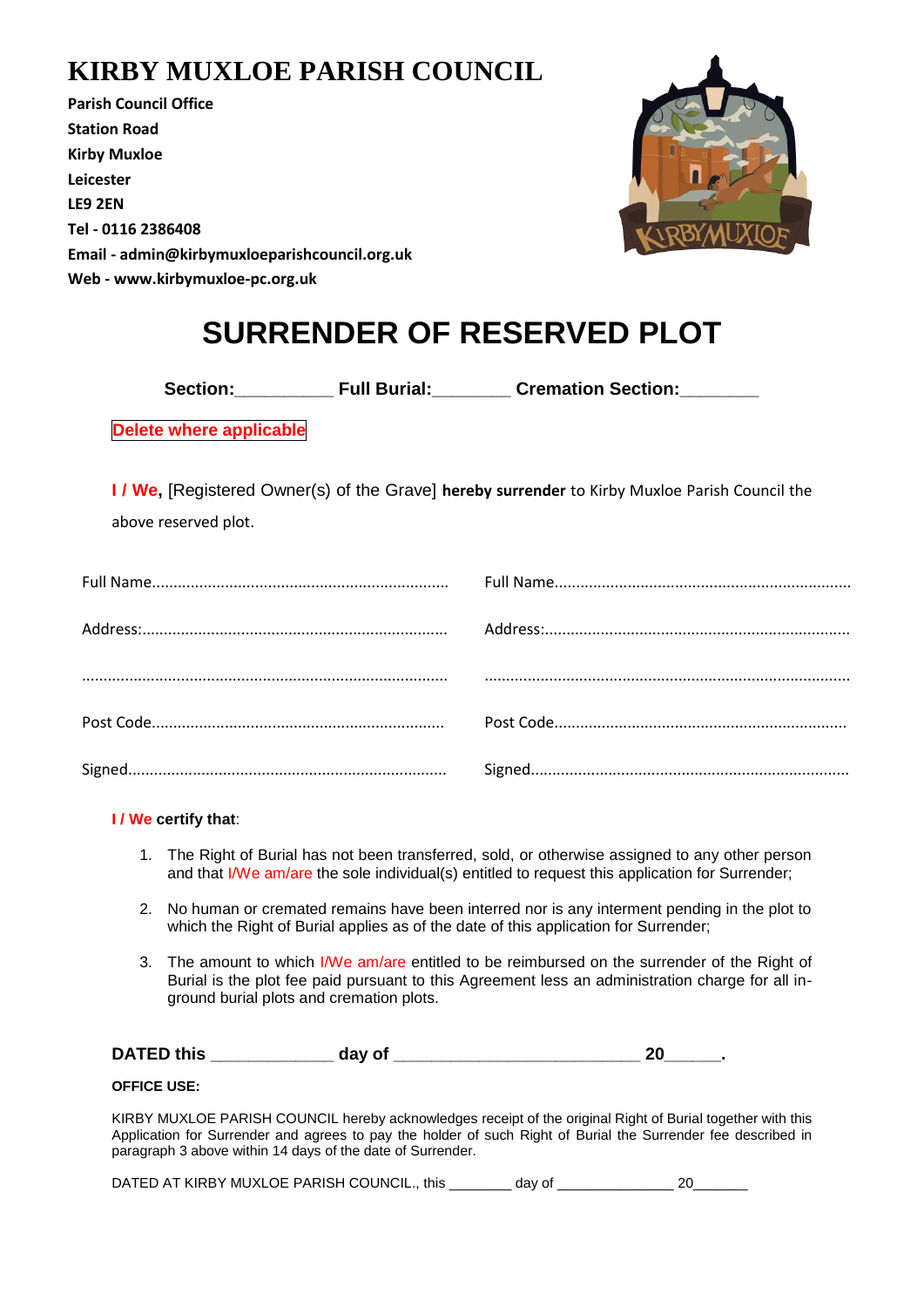# KIRBY MUXLOE PARISH COUNCIL

**Parish Council Office**
**Station Road**
**Kirby Muxloe**
**Leicester**
**LE9 2EN**
**Tel - 0116 2386408**
**Email - admin@kirbymuxloeparishcouncil.org.uk**
**Web - www.kirbymuxloe-pc.org.uk**

## SURRENDER OF RESERVED PLOT

**Section:**__________ **Full Burial:**________ **Cremation Section:**________

**Delete where applicable**

**I / We,** [Registered Owner(s) of the Grave] **hereby surrender** to Kirby Muxloe Parish Council the above reserved plot.

| | |
|---|---|
| Full Name.................................................................... | Full Name.................................................................... |
| Address:...................................................................... | Address:...................................................................... |
| ................................................................................... | ................................................................................... |
| Post Code................................................................... | Post Code................................................................... |
| Signed........................................................................ | Signed........................................................................ |

**I / We certify that**:

1. The Right of Burial has not been transferred, sold, or otherwise assigned to any other person and that I/We am/are the sole individual(s) entitled to request this application for Surrender;
2. No human or cremated remains have been interred nor is any interment pending in the plot to which the Right of Burial applies as of the date of this application for Surrender;
3. The amount to which I/We am/are entitled to be reimbursed on the surrender of the Right of Burial is the plot fee paid pursuant to this Agreement less an administration charge for all in-ground burial plots and cremation plots.

**DATED this _____________ day of __________________________ 20______.**

**OFFICE USE:**

KIRBY MUXLOE PARISH COUNCIL hereby acknowledges receipt of the original Right of Burial together with this Application for Surrender and agrees to pay the holder of such Right of Burial the Surrender fee described in paragraph 3 above within 14 days of the date of Surrender.

DATED AT KIRBY MUXLOE PARISH COUNCIL., this ________ day of _______________ 20_______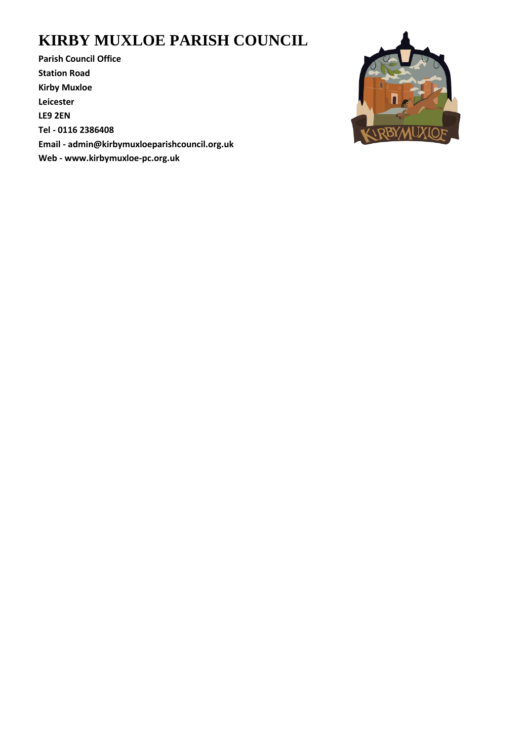# KIRBY MUXLOE PARISH COUNCIL

**Parish Council Office**
**Station Road**
**Kirby Muxloe**
**Leicester**
**LE9 2EN**
**Tel - 0116 2386408**
**Email - admin@kirbymuxloeparishcouncil.org.uk**
**Web - www.kirbymuxloe-pc.org.uk**